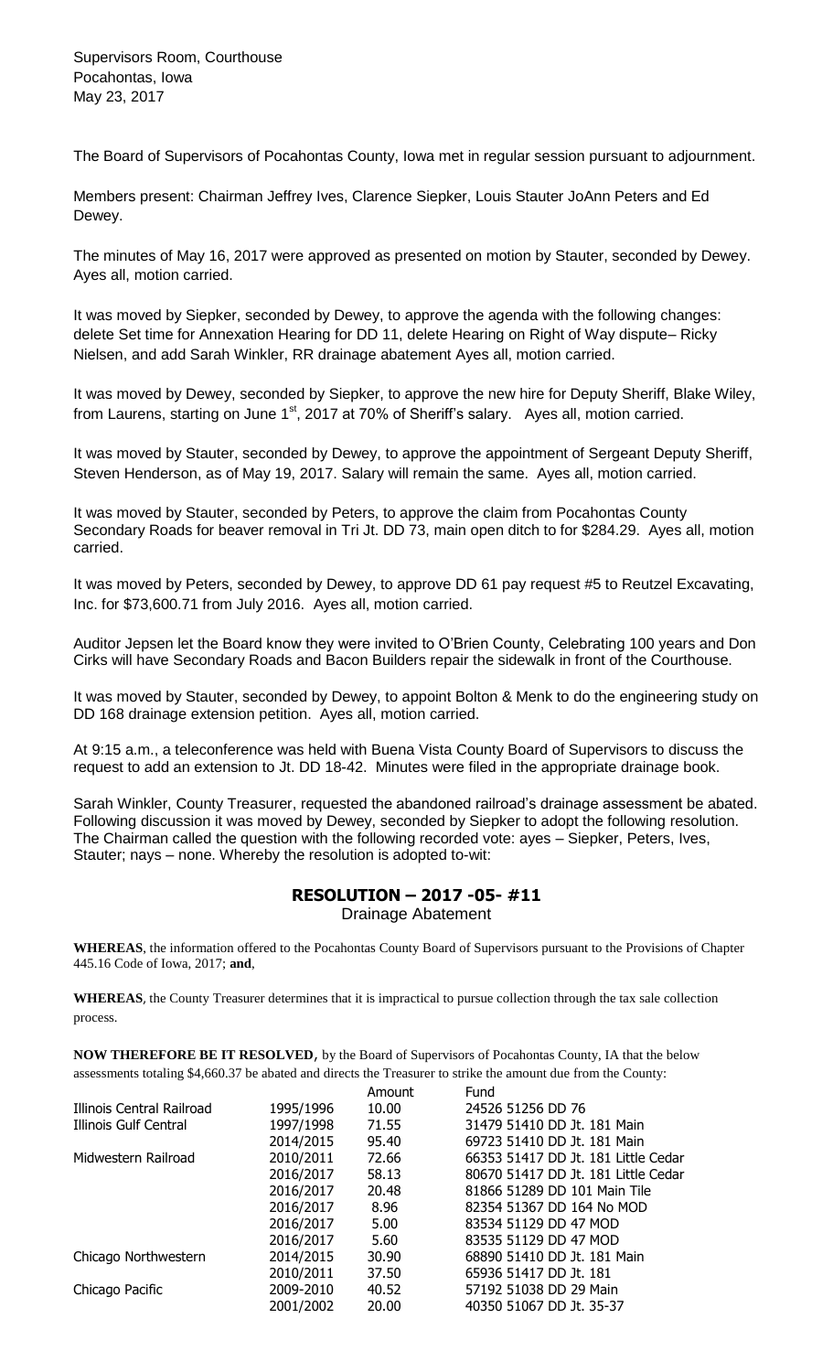Supervisors Room, Courthouse
Pocahontas, Iowa
May 23, 2017

The Board of Supervisors of Pocahontas County, Iowa met in regular session pursuant to adjournment.

Members present: Chairman Jeffrey Ives, Clarence Siepker, Louis Stauter JoAnn Peters and Ed Dewey.

The minutes of May 16, 2017 were approved as presented on motion by Stauter, seconded by Dewey. Ayes all, motion carried.

It was moved by Siepker, seconded by Dewey, to approve the agenda with the following changes: delete Set time for Annexation Hearing for DD 11, delete Hearing on Right of Way dispute– Ricky Nielsen, and add Sarah Winkler, RR drainage abatement Ayes all, motion carried.

It was moved by Dewey, seconded by Siepker, to approve the new hire for Deputy Sheriff, Blake Wiley, from Laurens, starting on June 1st, 2017 at 70% of Sheriff's salary. Ayes all, motion carried.

It was moved by Stauter, seconded by Dewey, to approve the appointment of Sergeant Deputy Sheriff, Steven Henderson, as of May 19, 2017. Salary will remain the same. Ayes all, motion carried.

It was moved by Stauter, seconded by Peters, to approve the claim from Pocahontas County Secondary Roads for beaver removal in Tri Jt. DD 73, main open ditch to for $284.29. Ayes all, motion carried.

It was moved by Peters, seconded by Dewey, to approve DD 61 pay request #5 to Reutzel Excavating, Inc. for $73,600.71 from July 2016. Ayes all, motion carried.

Auditor Jepsen let the Board know they were invited to O'Brien County, Celebrating 100 years and Don Cirks will have Secondary Roads and Bacon Builders repair the sidewalk in front of the Courthouse.

It was moved by Stauter, seconded by Dewey, to appoint Bolton & Menk to do the engineering study on DD 168 drainage extension petition. Ayes all, motion carried.

At 9:15 a.m., a teleconference was held with Buena Vista County Board of Supervisors to discuss the request to add an extension to Jt. DD 18-42. Minutes were filed in the appropriate drainage book.

Sarah Winkler, County Treasurer, requested the abandoned railroad's drainage assessment be abated. Following discussion it was moved by Dewey, seconded by Siepker to adopt the following resolution. The Chairman called the question with the following recorded vote: ayes – Siepker, Peters, Ives, Stauter; nays – none. Whereby the resolution is adopted to-wit:

## RESOLUTION – 2017 -05- #11

Drainage Abatement

**WHEREAS**, the information offered to the Pocahontas County Board of Supervisors pursuant to the Provisions of Chapter 445.16 Code of Iowa, 2017; **and**,

**WHEREAS**, the County Treasurer determines that it is impractical to pursue collection through the tax sale collection process.

**NOW THEREFORE BE IT RESOLVED**, by the Board of Supervisors of Pocahontas County, IA that the below assessments totaling $4,660.37 be abated and directs the Treasurer to strike the amount due from the County:

| | | Amount | Fund |
|---|---|---|---|
| Illinois Central Railroad | 1995/1996 | 10.00 | 24526 51256 DD 76 |
| Illinois Gulf Central | 1997/1998 | 71.55 | 31479 51410 DD Jt. 181 Main |
| | 2014/2015 | 95.40 | 69723 51410 DD Jt. 181 Main |
| Midwestern Railroad | 2010/2011 | 72.66 | 66353 51417 DD Jt. 181 Little Cedar |
| | 2016/2017 | 58.13 | 80670 51417 DD Jt. 181 Little Cedar |
| | 2016/2017 | 20.48 | 81866 51289 DD 101 Main Tile |
| | 2016/2017 | 8.96 | 82354 51367 DD 164 No MOD |
| | 2016/2017 | 5.00 | 83534 51129 DD 47 MOD |
| | 2016/2017 | 5.60 | 83535 51129 DD 47 MOD |
| Chicago Northwestern | 2014/2015 | 30.90 | 68890 51410 DD Jt. 181 Main |
| | 2010/2011 | 37.50 | 65936 51417 DD Jt. 181 |
| Chicago Pacific | 2009-2010 | 40.52 | 57192 51038 DD 29 Main |
| | 2001/2002 | 20.00 | 40350 51067 DD Jt. 35-37 |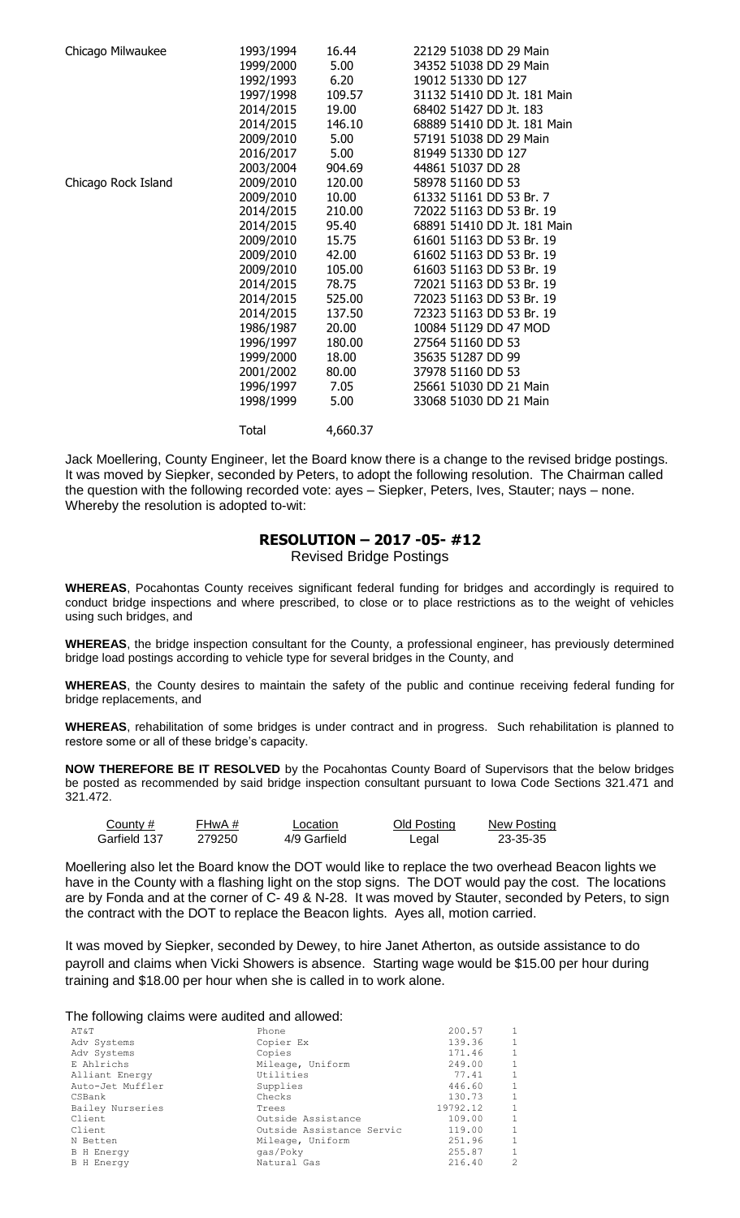| | | | |
|---|---|---|---|
| Chicago Milwaukee | 1993/1994 | 16.44 | 22129 51038 DD 29 Main |
| | 1999/2000 | 5.00 | 34352 51038 DD 29 Main |
| | 1992/1993 | 6.20 | 19012 51330 DD 127 |
| | 1997/1998 | 109.57 | 31132 51410 DD Jt. 181 Main |
| | 2014/2015 | 19.00 | 68402 51427 DD Jt. 183 |
| | 2014/2015 | 146.10 | 68889 51410 DD Jt. 181 Main |
| | 2009/2010 | 5.00 | 57191 51038 DD 29 Main |
| | 2016/2017 | 5.00 | 81949 51330 DD 127 |
| | 2003/2004 | 904.69 | 44861 51037 DD 28 |
| Chicago Rock Island | 2009/2010 | 120.00 | 58978 51160 DD 53 |
| | 2009/2010 | 10.00 | 61332 51161 DD 53 Br. 7 |
| | 2014/2015 | 210.00 | 72022 51163 DD 53 Br. 19 |
| | 2014/2015 | 95.40 | 68891 51410 DD Jt. 181 Main |
| | 2009/2010 | 15.75 | 61601 51163 DD 53 Br. 19 |
| | 2009/2010 | 42.00 | 61602 51163 DD 53 Br. 19 |
| | 2009/2010 | 105.00 | 61603 51163 DD 53 Br. 19 |
| | 2014/2015 | 78.75 | 72021 51163 DD 53 Br. 19 |
| | 2014/2015 | 525.00 | 72023 51163 DD 53 Br. 19 |
| | 2014/2015 | 137.50 | 72323 51163 DD 53 Br. 19 |
| | 1986/1987 | 20.00 | 10084 51129 DD 47 MOD |
| | 1996/1997 | 180.00 | 27564 51160 DD 53 |
| | 1999/2000 | 18.00 | 35635 51287 DD 99 |
| | 2001/2002 | 80.00 | 37978 51160 DD 53 |
| | 1996/1997 | 7.05 | 25661 51030 DD 21 Main |
| | 1998/1999 | 5.00 | 33068 51030 DD 21 Main |
| | Total | 4,660.37 | |

Jack Moellering, County Engineer, let the Board know there is a change to the revised bridge postings. It was moved by Siepker, seconded by Peters, to adopt the following resolution. The Chairman called the question with the following recorded vote: ayes – Siepker, Peters, Ives, Stauter; nays – none. Whereby the resolution is adopted to-wit:

## RESOLUTION – 2017 -05- #12

Revised Bridge Postings

**WHEREAS**, Pocahontas County receives significant federal funding for bridges and accordingly is required to conduct bridge inspections and where prescribed, to close or to place restrictions as to the weight of vehicles using such bridges, and

**WHEREAS**, the bridge inspection consultant for the County, a professional engineer, has previously determined bridge load postings according to vehicle type for several bridges in the County, and

**WHEREAS**, the County desires to maintain the safety of the public and continue receiving federal funding for bridge replacements, and

**WHEREAS**, rehabilitation of some bridges is under contract and in progress. Such rehabilitation is planned to restore some or all of these bridge's capacity.

**NOW THEREFORE BE IT RESOLVED** by the Pocahontas County Board of Supervisors that the below bridges be posted as recommended by said bridge inspection consultant pursuant to Iowa Code Sections 321.471 and 321.472.

| County # | FHwA # | Location | Old Posting | New Posting |
|---|---|---|---|---|
| Garfield 137 | 279250 | 4/9 Garfield | Legal | 23-35-35 |

Moellering also let the Board know the DOT would like to replace the two overhead Beacon lights we have in the County with a flashing light on the stop signs. The DOT would pay the cost. The locations are by Fonda and at the corner of C- 49 & N-28. It was moved by Stauter, seconded by Peters, to sign the contract with the DOT to replace the Beacon lights. Ayes all, motion carried.

It was moved by Siepker, seconded by Dewey, to hire Janet Atherton, as outside assistance to do payroll and claims when Vicki Showers is absence. Starting wage would be $15.00 per hour during training and $18.00 per hour when she is called in to work alone.

The following claims were audited and allowed:

| | | | |
|---|---|---|---|
| AT&T | Phone | 200.57 | 1 |
| Adv Systems | Copier Ex | 139.36 | 1 |
| Adv Systems | Copies | 171.46 | 1 |
| E Ahlrichs | Mileage, Uniform | 249.00 | 1 |
| Alliant Energy | Utilities | 77.41 | 1 |
| Auto-Jet Muffler | Supplies | 446.60 | 1 |
| CSBank | Checks | 130.73 | 1 |
| Bailey Nurseries | Trees | 19792.12 | 1 |
| Client | Outside Assistance | 109.00 | 1 |
| Client | Outside Assistance Servic | 119.00 | 1 |
| N Betten | Mileage, Uniform | 251.96 | 1 |
| B H Energy | gas/Poky | 255.87 | 1 |
| B H Energy | Natural Gas | 216.40 | 2 |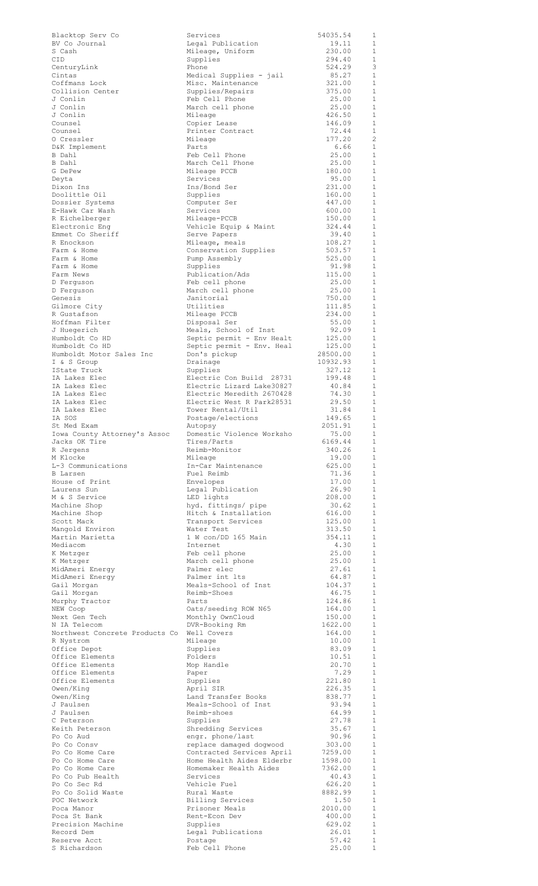| | | | |
|---|---|---|---|
| Blacktop Serv Co | Services | 54035.54 | 1 |
| BV Co Journal | Legal Publication | 19.11 | 1 |
| S Cash | Mileage, Uniform | 230.00 | 1 |
| CID | Supplies | 294.40 | 1 |
| CenturyLink | Phone | 524.29 | 3 |
| Cintas | Medical Supplies - jail | 85.27 | 1 |
| Coffmans Lock | Misc. Maintenance | 321.00 | 1 |
| Collision Center | Supplies/Repairs | 375.00 | 1 |
| J Conlin | Feb Cell Phone | 25.00 | 1 |
| J Conlin | March cell phone | 25.00 | 1 |
| J Conlin | Mileage | 426.50 | 1 |
| Counsel | Copier Lease | 146.09 | 1 |
| Counsel | Printer Contract | 72.44 | 1 |
| O Cressler | Mileage | 177.20 | 2 |
| D&K Implement | Parts | 6.66 | 1 |
| B Dahl | Feb Cell Phone | 25.00 | 1 |
| B Dahl | March Cell Phone | 25.00 | 1 |
| G DePew | Mileage PCCB | 180.00 | 1 |
| Deyta | Services | 95.00 | 1 |
| Dixon Ins | Ins/Bond Ser | 231.00 | 1 |
| Doolittle Oil | Supplies | 160.00 | 1 |
| Dossier Systems | Computer Ser | 447.00 | 1 |
| E-Hawk Car Wash | Services | 600.00 | 1 |
| R Eichelberger | Mileage-PCCB | 150.00 | 1 |
| Electronic Eng | Vehicle Equip & Maint | 324.44 | 1 |
| Emmet Co Sheriff | Serve Papers | 39.40 | 1 |
| R Enockson | Mileage, meals | 108.27 | 1 |
| Farm & Home | Conservation Supplies | 503.57 | 1 |
| Farm & Home | Pump Assembly | 525.00 | 1 |
| Farm & Home | Supplies | 91.98 | 1 |
| Farm News | Publication/Ads | 115.00 | 1 |
| D Ferguson | Feb cell phone | 25.00 | 1 |
| D Ferguson | March cell phone | 25.00 | 1 |
| Genesis | Janitorial | 750.00 | 1 |
| Gilmore City | Utilities | 111.85 | 1 |
| R Gustafson | Mileage PCCB | 234.00 | 1 |
| Hoffman Filter | Disposal Ser | 55.00 | 1 |
| J Huegerich | Meals, School of Inst | 92.09 | 1 |
| Humboldt Co HD | Septic permit - Env Healt | 125.00 | 1 |
| Humboldt Co HD | Septic permit - Env. Heal | 125.00 | 1 |
| Humboldt Motor Sales Inc | Don's pickup | 28500.00 | 1 |
| I & S Group | Drainage | 10932.93 | 1 |
| IState Truck | Supplies | 327.12 | 1 |
| IA Lakes Elec | Electric Con Build 28731 | 199.48 | 1 |
| IA Lakes Elec | Electric Lizard Lake30827 | 40.84 | 1 |
| IA Lakes Elec | Electric Meredith 2670428 | 74.30 | 1 |
| IA Lakes Elec | Electric West R Park28531 | 29.50 | 1 |
| IA Lakes Elec | Tower Rental/Util | 31.84 | 1 |
| IA SOS | Postage/elections | 149.65 | 1 |
| St Med Exam | Autopsy | 2051.91 | 1 |
| Iowa County Attorney's Assoc | Domestic Violence Worksho | 75.00 | 1 |
| Jacks OK Tire | Tires/Parts | 6169.44 | 1 |
| R Jergens | Reimb-Monitor | 340.26 | 1 |
| M Klocke | Mileage | 19.00 | 1 |
| L-3 Communications | In-Car Maintenance | 625.00 | 1 |
| B Larsen | Fuel Reimb | 71.36 | 1 |
| House of Print | Envelopes | 17.00 | 1 |
| Laurens Sun | Legal Publication | 26.90 | 1 |
| M & S Service | LED lights | 208.00 | 1 |
| Machine Shop | hyd. fittings/ pipe | 30.62 | 1 |
| Machine Shop | Hitch & Installation | 616.00 | 1 |
| Scott Mack | Transport Services | 125.00 | 1 |
| Mangold Environ | Water Test | 313.50 | 1 |
| Martin Marietta | 1 W con/DD 165 Main | 354.11 | 1 |
| Mediacom | Internet | 4.30 | 1 |
| K Metzger | Feb cell phone | 25.00 | 1 |
| K Metzger | March cell phone | 25.00 | 1 |
| MidAmeri Energy | Palmer elec | 27.61 | 1 |
| MidAmeri Energy | Palmer int lts | 64.87 | 1 |
| Gail Morgan | Meals-School of Inst | 104.37 | 1 |
| Gail Morgan | Reimb-Shoes | 46.75 | 1 |
| Murphy Tractor | Parts | 124.86 | 1 |
| NEW Coop | Oats/seeding ROW N65 | 164.00 | 1 |
| Next Gen Tech | Monthly OwnCloud | 150.00 | 1 |
| N IA Telecom | DVR-Booking Rm | 1622.00 | 1 |
| Northwest Concrete Products Co | Well Covers | 164.00 | 1 |
| R Nystrom | Mileage | 10.00 | 1 |
| Office Depot | Supplies | 83.09 | 1 |
| Office Elements | Folders | 10.51 | 1 |
| Office Elements | Mop Handle | 20.70 | 1 |
| Office Elements | Paper | 7.29 | 1 |
| Office Elements | Supplies | 221.80 | 1 |
| Owen/King | April SIR | 226.35 | 1 |
| Owen/King | Land Transfer Books | 838.77 | 1 |
| J Paulsen | Meals-School of Inst | 93.94 | 1 |
| J Paulsen | Reimb-shoes | 64.99 | 1 |
| C Peterson | Supplies | 27.78 | 1 |
| Keith Peterson | Shredding Services | 35.67 | 1 |
| Po Co Aud | engr. phone/last | 90.96 | 1 |
| Po Co Consv | replace damaged dogwood | 303.00 | 1 |
| Po Co Home Care | Contracted Services April | 7259.00 | 1 |
| Po Co Home Care | Home Health Aides Elderbr | 1598.00 | 1 |
| Po Co Home Care | Homemaker Health Aides | 7362.00 | 1 |
| Po Co Pub Health | Services | 40.43 | 1 |
| Po Co Sec Rd | Vehicle Fuel | 626.20 | 1 |
| Po Co Solid Waste | Rural Waste | 8882.99 | 1 |
| POC Network | Billing Services | 1.50 | 1 |
| Poca Manor | Prisoner Meals | 2010.00 | 1 |
| Poca St Bank | Rent-Econ Dev | 400.00 | 1 |
| Precision Machine | Supplies | 629.02 | 1 |
| Record Dem | Legal Publications | 26.01 | 1 |
| Reserve Acct | Postage | 57.42 | 1 |
| S Richardson | Feb Cell Phone | 25.00 | 1 |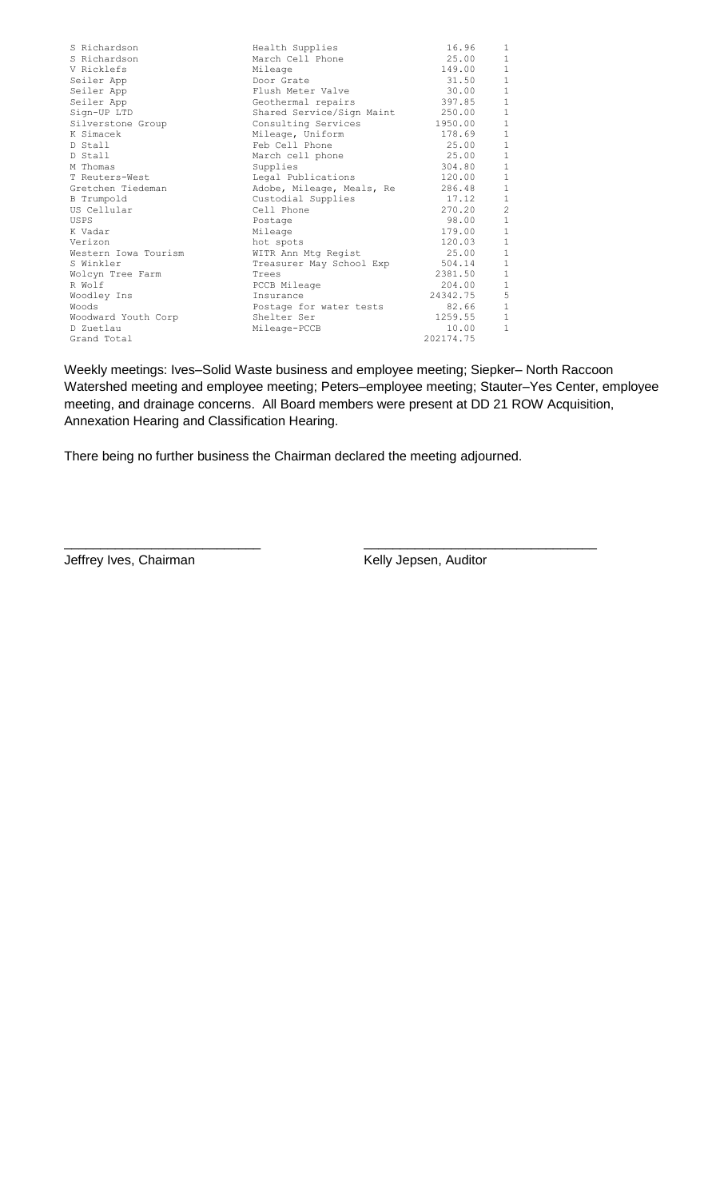| | | | |
|---|---|---|---|
| S Richardson | Health Supplies | 16.96 | 1 |
| S Richardson | March Cell Phone | 25.00 | 1 |
| V Ricklefs | Mileage | 149.00 | 1 |
| Seiler App | Door Grate | 31.50 | 1 |
| Seiler App | Flush Meter Valve | 30.00 | 1 |
| Seiler App | Geothermal repairs | 397.85 | 1 |
| Sign-UP LTD | Shared Service/Sign Maint | 250.00 | 1 |
| Silverstone Group | Consulting Services | 1950.00 | 1 |
| K Simacek | Mileage, Uniform | 178.69 | 1 |
| D Stall | Feb Cell Phone | 25.00 | 1 |
| D Stall | March cell phone | 25.00 | 1 |
| M Thomas | Supplies | 304.80 | 1 |
| T Reuters-West | Legal Publications | 120.00 | 1 |
| Gretchen Tiedeman | Adobe, Mileage, Meals, Re | 286.48 | 1 |
| B Trumpold | Custodial Supplies | 17.12 | 1 |
| US Cellular | Cell Phone | 270.20 | 2 |
| USPS | Postage | 98.00 | 1 |
| K Vadar | Mileage | 179.00 | 1 |
| Verizon | hot spots | 120.03 | 1 |
| Western Iowa Tourism | WITR Ann Mtg Regist | 25.00 | 1 |
| S Winkler | Treasurer May School Exp | 504.14 | 1 |
| Wolcyn Tree Farm | Trees | 2381.50 | 1 |
| R Wolf | PCCB Mileage | 204.00 | 1 |
| Woodley Ins | Insurance | 24342.75 | 5 |
| Woods | Postage for water tests | 82.66 | 1 |
| Woodward Youth Corp | Shelter Ser | 1259.55 | 1 |
| D Zuetlau | Mileage-PCCB | 10.00 | 1 |
| Grand Total | | 202174.75 | |

Weekly meetings: Ives–Solid Waste business and employee meeting; Siepker– North Raccoon Watershed meeting and employee meeting; Peters–employee meeting; Stauter–Yes Center, employee meeting, and drainage concerns. All Board members were present at DD 21 ROW Acquisition, Annexation Hearing and Classification Hearing.

There being no further business the Chairman declared the meeting adjourned.

\_\_\_\_\_\_\_\_\_\_\_\_\_\_\_\_\_\_\_\_\_\_\_\_\_\_\_ \_\_\_\_\_\_\_\_\_\_\_\_\_\_\_\_\_\_\_\_\_\_\_\_\_\_\_\_\_\_\_\_

Jeffrey Ives, Chairman Kelly Jepsen, Auditor